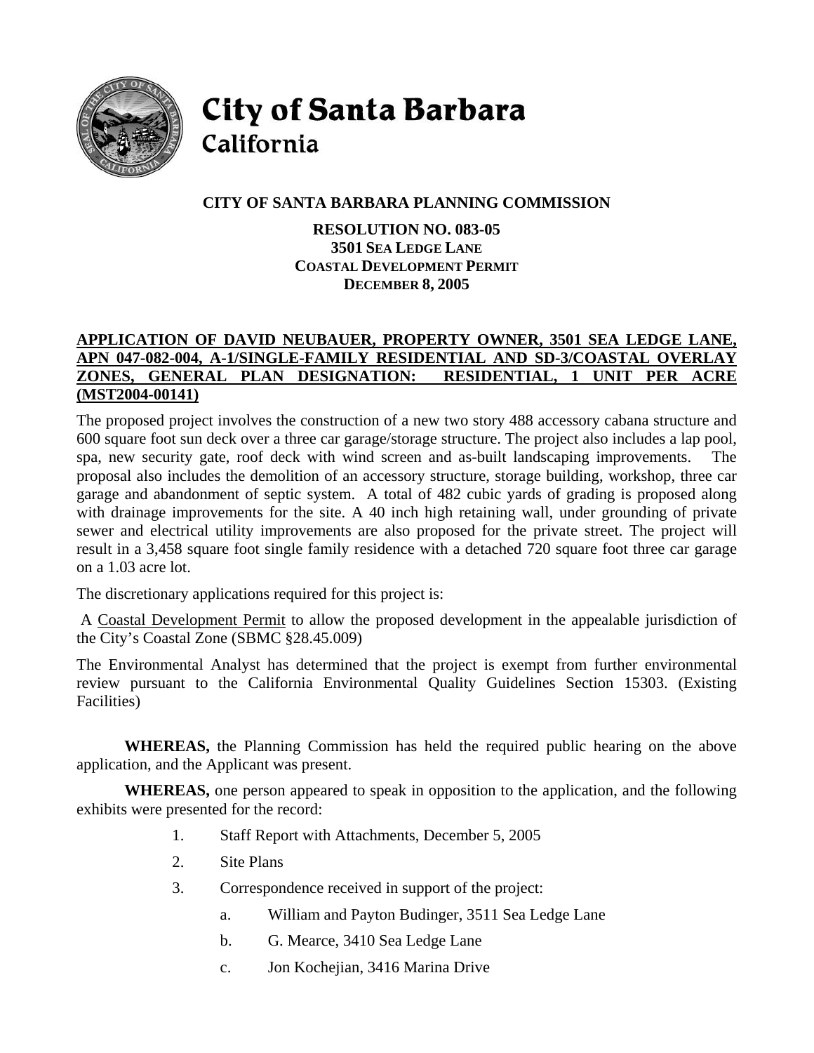# City of Santa Barbara
California

## CITY OF SANTA BARBARA PLANNING COMMISSION

### RESOLUTION NO. 083-05
### 3501 SEA LEDGE LANE
### COASTAL DEVELOPMENT PERMIT
### DECEMBER 8, 2005

**APPLICATION OF DAVID NEUBAUER, PROPERTY OWNER, 3501 SEA LEDGE LANE, APN 047-082-004, A-1/SINGLE-FAMILY RESIDENTIAL AND SD-3/COASTAL OVERLAY ZONES, GENERAL PLAN DESIGNATION: RESIDENTIAL, 1 UNIT PER ACRE (MST2004-00141)**

The proposed project involves the construction of a new two story 488 accessory cabana structure and 600 square foot sun deck over a three car garage/storage structure. The project also includes a lap pool, spa, new security gate, roof deck with wind screen and as-built landscaping improvements. The proposal also includes the demolition of an accessory structure, storage building, workshop, three car garage and abandonment of septic system. A total of 482 cubic yards of grading is proposed along with drainage improvements for the site. A 40 inch high retaining wall, under grounding of private sewer and electrical utility improvements are also proposed for the private street. The project will result in a 3,458 square foot single family residence with a detached 720 square foot three car garage on a 1.03 acre lot.

The discretionary applications required for this project is:

A Coastal Development Permit to allow the proposed development in the appealable jurisdiction of the City's Coastal Zone (SBMC §28.45.009)

The Environmental Analyst has determined that the project is exempt from further environmental review pursuant to the California Environmental Quality Guidelines Section 15303. (Existing Facilities)

**WHEREAS,** the Planning Commission has held the required public hearing on the above application, and the Applicant was present.

**WHEREAS,** one person appeared to speak in opposition to the application, and the following exhibits were presented for the record:

1. Staff Report with Attachments, December 5, 2005
2. Site Plans
3. Correspondence received in support of the project:
   a. William and Payton Budinger, 3511 Sea Ledge Lane
   b. G. Mearce, 3410 Sea Ledge Lane
   c. Jon Kochejian, 3416 Marina Drive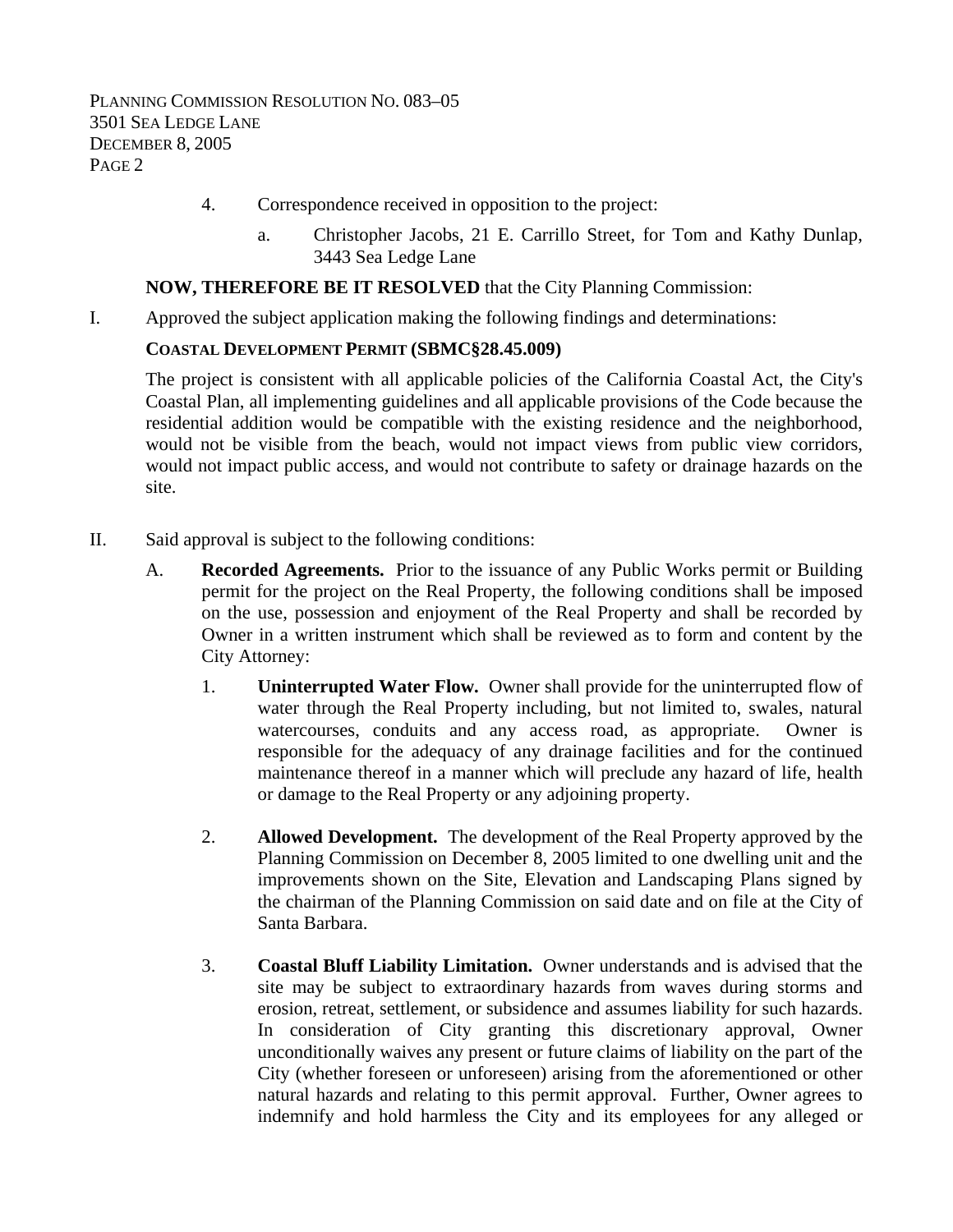4. Correspondence received in opposition to the project:

   a. Christopher Jacobs, 21 E. Carrillo Street, for Tom and Kathy Dunlap, 3443 Sea Ledge Lane

**NOW, THEREFORE BE IT RESOLVED** that the City Planning Commission:

I. Approved the subject application making the following findings and determinations:

**COASTAL DEVELOPMENT PERMIT (SBMC§28.45.009)**

The project is consistent with all applicable policies of the California Coastal Act, the City's Coastal Plan, all implementing guidelines and all applicable provisions of the Code because the residential addition would be compatible with the existing residence and the neighborhood, would not be visible from the beach, would not impact views from public view corridors, would not impact public access, and would not contribute to safety or drainage hazards on the site.

II. Said approval is subject to the following conditions:

A. **Recorded Agreements.** Prior to the issuance of any Public Works permit or Building permit for the project on the Real Property, the following conditions shall be imposed on the use, possession and enjoyment of the Real Property and shall be recorded by Owner in a written instrument which shall be reviewed as to form and content by the City Attorney:

1. **Uninterrupted Water Flow.** Owner shall provide for the uninterrupted flow of water through the Real Property including, but not limited to, swales, natural watercourses, conduits and any access road, as appropriate. Owner is responsible for the adequacy of any drainage facilities and for the continued maintenance thereof in a manner which will preclude any hazard of life, health or damage to the Real Property or any adjoining property.

2. **Allowed Development.** The development of the Real Property approved by the Planning Commission on December 8, 2005 limited to one dwelling unit and the improvements shown on the Site, Elevation and Landscaping Plans signed by the chairman of the Planning Commission on said date and on file at the City of Santa Barbara.

3. **Coastal Bluff Liability Limitation.** Owner understands and is advised that the site may be subject to extraordinary hazards from waves during storms and erosion, retreat, settlement, or subsidence and assumes liability for such hazards. In consideration of City granting this discretionary approval, Owner unconditionally waives any present or future claims of liability on the part of the City (whether foreseen or unforeseen) arising from the aforementioned or other natural hazards and relating to this permit approval. Further, Owner agrees to indemnify and hold harmless the City and its employees for any alleged or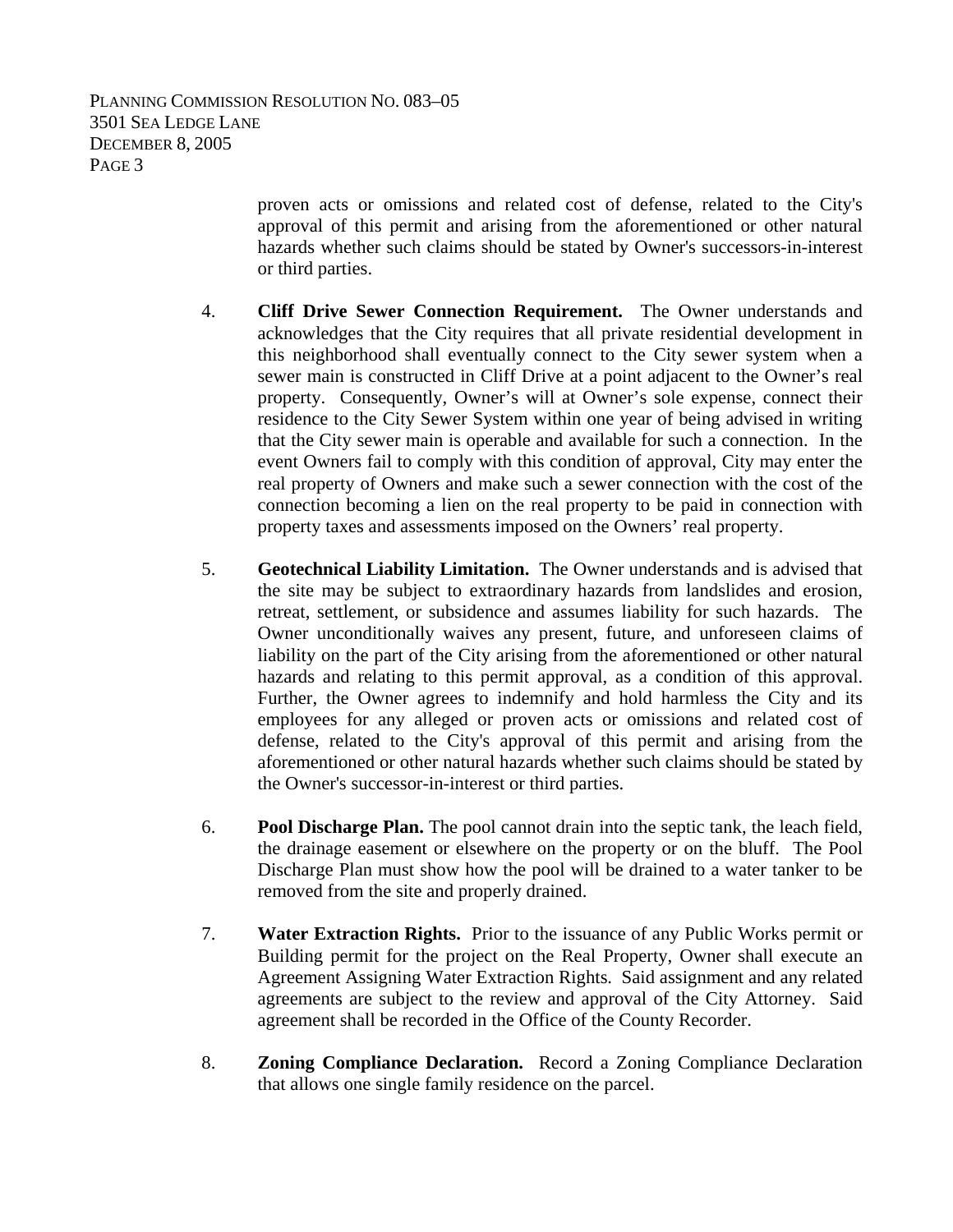proven acts or omissions and related cost of defense, related to the City's approval of this permit and arising from the aforementioned or other natural hazards whether such claims should be stated by Owner's successors-in-interest or third parties.

4. **Cliff Drive Sewer Connection Requirement.** The Owner understands and acknowledges that the City requires that all private residential development in this neighborhood shall eventually connect to the City sewer system when a sewer main is constructed in Cliff Drive at a point adjacent to the Owner's real property. Consequently, Owner's will at Owner's sole expense, connect their residence to the City Sewer System within one year of being advised in writing that the City sewer main is operable and available for such a connection. In the event Owners fail to comply with this condition of approval, City may enter the real property of Owners and make such a sewer connection with the cost of the connection becoming a lien on the real property to be paid in connection with property taxes and assessments imposed on the Owners' real property.

5. **Geotechnical Liability Limitation.** The Owner understands and is advised that the site may be subject to extraordinary hazards from landslides and erosion, retreat, settlement, or subsidence and assumes liability for such hazards. The Owner unconditionally waives any present, future, and unforeseen claims of liability on the part of the City arising from the aforementioned or other natural hazards and relating to this permit approval, as a condition of this approval. Further, the Owner agrees to indemnify and hold harmless the City and its employees for any alleged or proven acts or omissions and related cost of defense, related to the City's approval of this permit and arising from the aforementioned or other natural hazards whether such claims should be stated by the Owner's successor-in-interest or third parties.

6. **Pool Discharge Plan.** The pool cannot drain into the septic tank, the leach field, the drainage easement or elsewhere on the property or on the bluff. The Pool Discharge Plan must show how the pool will be drained to a water tanker to be removed from the site and properly drained.

7. **Water Extraction Rights.** Prior to the issuance of any Public Works permit or Building permit for the project on the Real Property, Owner shall execute an Agreement Assigning Water Extraction Rights. Said assignment and any related agreements are subject to the review and approval of the City Attorney. Said agreement shall be recorded in the Office of the County Recorder.

8. **Zoning Compliance Declaration.** Record a Zoning Compliance Declaration that allows one single family residence on the parcel.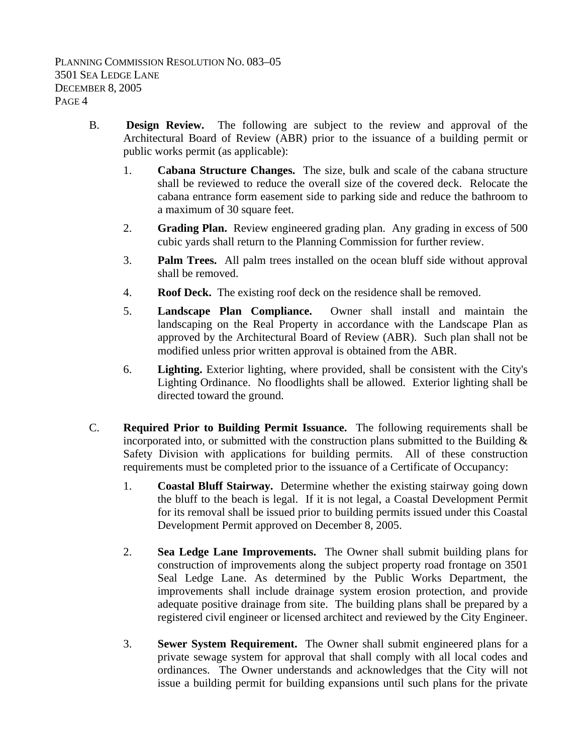B. **Design Review.** The following are subject to the review and approval of the Architectural Board of Review (ABR) prior to the issuance of a building permit or public works permit (as applicable):

1. **Cabana Structure Changes.** The size, bulk and scale of the cabana structure shall be reviewed to reduce the overall size of the covered deck. Relocate the cabana entrance form easement side to parking side and reduce the bathroom to a maximum of 30 square feet.

2. **Grading Plan.** Review engineered grading plan. Any grading in excess of 500 cubic yards shall return to the Planning Commission for further review.

3. **Palm Trees.** All palm trees installed on the ocean bluff side without approval shall be removed.

4. **Roof Deck.** The existing roof deck on the residence shall be removed.

5. **Landscape Plan Compliance.** Owner shall install and maintain the landscaping on the Real Property in accordance with the Landscape Plan as approved by the Architectural Board of Review (ABR). Such plan shall not be modified unless prior written approval is obtained from the ABR.

6. **Lighting.** Exterior lighting, where provided, shall be consistent with the City's Lighting Ordinance. No floodlights shall be allowed. Exterior lighting shall be directed toward the ground.

C. **Required Prior to Building Permit Issuance.** The following requirements shall be incorporated into, or submitted with the construction plans submitted to the Building & Safety Division with applications for building permits. All of these construction requirements must be completed prior to the issuance of a Certificate of Occupancy:

1. **Coastal Bluff Stairway.** Determine whether the existing stairway going down the bluff to the beach is legal. If it is not legal, a Coastal Development Permit for its removal shall be issued prior to building permits issued under this Coastal Development Permit approved on December 8, 2005.

2. **Sea Ledge Lane Improvements.** The Owner shall submit building plans for construction of improvements along the subject property road frontage on 3501 Seal Ledge Lane. As determined by the Public Works Department, the improvements shall include drainage system erosion protection, and provide adequate positive drainage from site. The building plans shall be prepared by a registered civil engineer or licensed architect and reviewed by the City Engineer.

3. **Sewer System Requirement.** The Owner shall submit engineered plans for a private sewage system for approval that shall comply with all local codes and ordinances. The Owner understands and acknowledges that the City will not issue a building permit for building expansions until such plans for the private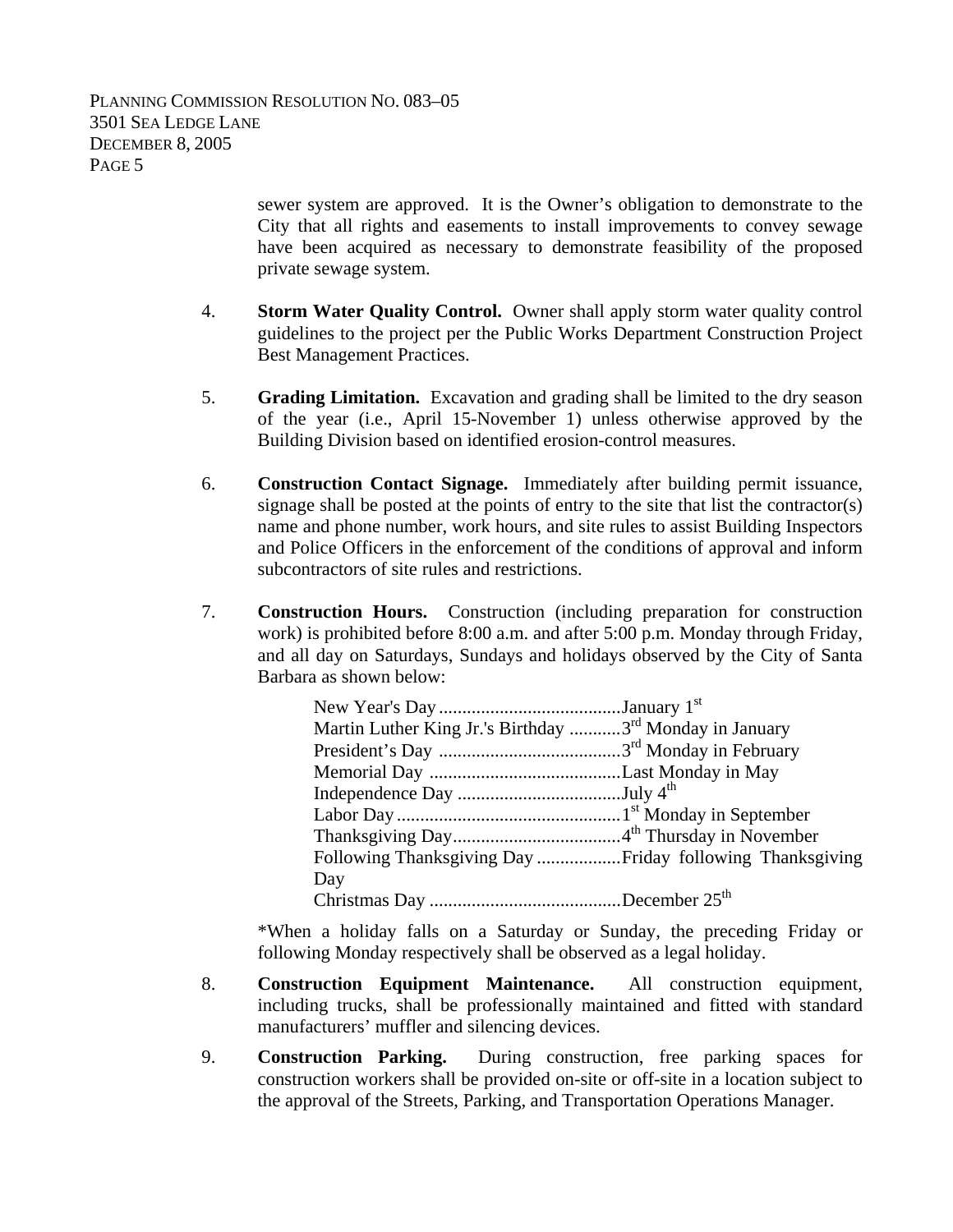sewer system are approved. It is the Owner's obligation to demonstrate to the City that all rights and easements to install improvements to convey sewage have been acquired as necessary to demonstrate feasibility of the proposed private sewage system.

4. **Storm Water Quality Control.** Owner shall apply storm water quality control guidelines to the project per the Public Works Department Construction Project Best Management Practices.

5. **Grading Limitation.** Excavation and grading shall be limited to the dry season of the year (i.e., April 15-November 1) unless otherwise approved by the Building Division based on identified erosion-control measures.

6. **Construction Contact Signage.** Immediately after building permit issuance, signage shall be posted at the points of entry to the site that list the contractor(s) name and phone number, work hours, and site rules to assist Building Inspectors and Police Officers in the enforcement of the conditions of approval and inform subcontractors of site rules and restrictions.

7. **Construction Hours.** Construction (including preparation for construction work) is prohibited before 8:00 a.m. and after 5:00 p.m. Monday through Friday, and all day on Saturdays, Sundays and holidays observed by the City of Santa Barbara as shown below:

   New Year's Day .......................................January 1st
   Martin Luther King Jr.'s Birthday ...........3rd Monday in January
   President's Day .......................................3rd Monday in February
   Memorial Day .........................................Last Monday in May
   Independence Day ...................................July 4th
   Labor Day ................................................1st Monday in September
   Thanksgiving Day....................................4th Thursday in November
   Following Thanksgiving Day ..................Friday following Thanksgiving Day
   Christmas Day .........................................December 25th

   *When a holiday falls on a Saturday or Sunday, the preceding Friday or following Monday respectively shall be observed as a legal holiday.

8. **Construction Equipment Maintenance.** All construction equipment, including trucks, shall be professionally maintained and fitted with standard manufacturers' muffler and silencing devices.

9. **Construction Parking.** During construction, free parking spaces for construction workers shall be provided on-site or off-site in a location subject to the approval of the Streets, Parking, and Transportation Operations Manager.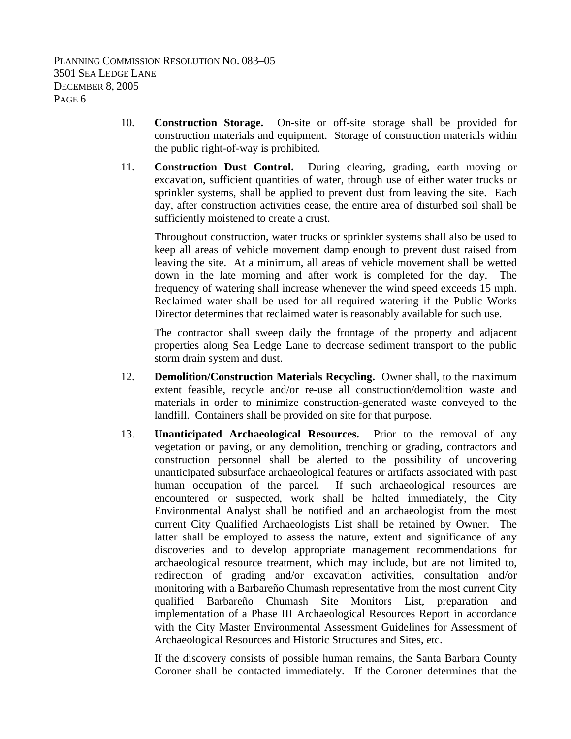10. **Construction Storage.** On-site or off-site storage shall be provided for construction materials and equipment. Storage of construction materials within the public right-of-way is prohibited.

11. **Construction Dust Control.** During clearing, grading, earth moving or excavation, sufficient quantities of water, through use of either water trucks or sprinkler systems, shall be applied to prevent dust from leaving the site. Each day, after construction activities cease, the entire area of disturbed soil shall be sufficiently moistened to create a crust.

    Throughout construction, water trucks or sprinkler systems shall also be used to keep all areas of vehicle movement damp enough to prevent dust raised from leaving the site. At a minimum, all areas of vehicle movement shall be wetted down in the late morning and after work is completed for the day. The frequency of watering shall increase whenever the wind speed exceeds 15 mph. Reclaimed water shall be used for all required watering if the Public Works Director determines that reclaimed water is reasonably available for such use.

    The contractor shall sweep daily the frontage of the property and adjacent properties along Sea Ledge Lane to decrease sediment transport to the public storm drain system and dust.

12. **Demolition/Construction Materials Recycling.** Owner shall, to the maximum extent feasible, recycle and/or re-use all construction/demolition waste and materials in order to minimize construction-generated waste conveyed to the landfill. Containers shall be provided on site for that purpose.

13. **Unanticipated Archaeological Resources.** Prior to the removal of any vegetation or paving, or any demolition, trenching or grading, contractors and construction personnel shall be alerted to the possibility of uncovering unanticipated subsurface archaeological features or artifacts associated with past human occupation of the parcel. If such archaeological resources are encountered or suspected, work shall be halted immediately, the City Environmental Analyst shall be notified and an archaeologist from the most current City Qualified Archaeologists List shall be retained by Owner. The latter shall be employed to assess the nature, extent and significance of any discoveries and to develop appropriate management recommendations for archaeological resource treatment, which may include, but are not limited to, redirection of grading and/or excavation activities, consultation and/or monitoring with a Barbareño Chumash representative from the most current City qualified Barbareño Chumash Site Monitors List, preparation and implementation of a Phase III Archaeological Resources Report in accordance with the City Master Environmental Assessment Guidelines for Assessment of Archaeological Resources and Historic Structures and Sites, etc.

    If the discovery consists of possible human remains, the Santa Barbara County Coroner shall be contacted immediately. If the Coroner determines that the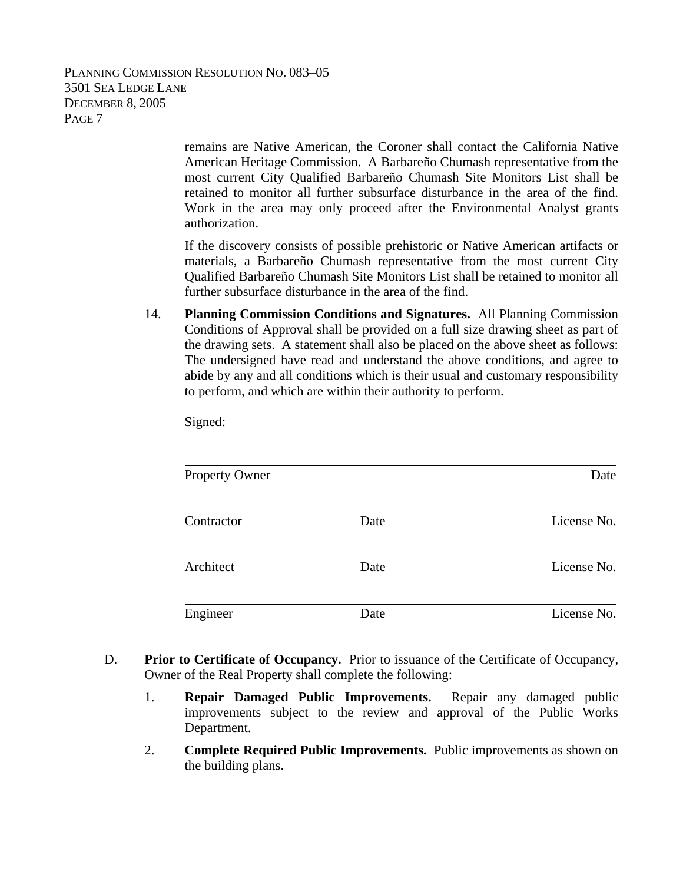remains are Native American, the Coroner shall contact the California Native American Heritage Commission. A Barbareño Chumash representative from the most current City Qualified Barbareño Chumash Site Monitors List shall be retained to monitor all further subsurface disturbance in the area of the find. Work in the area may only proceed after the Environmental Analyst grants authorization.

If the discovery consists of possible prehistoric or Native American artifacts or materials, a Barbareño Chumash representative from the most current City Qualified Barbareño Chumash Site Monitors List shall be retained to monitor all further subsurface disturbance in the area of the find.

14. **Planning Commission Conditions and Signatures.** All Planning Commission Conditions of Approval shall be provided on a full size drawing sheet as part of the drawing sets. A statement shall also be placed on the above sheet as follows: The undersigned have read and understand the above conditions, and agree to abide by any and all conditions which is their usual and customary responsibility to perform, and which are within their authority to perform.

Signed:

_______________________________________________

Property Owner Date

_______________________________________________

Contractor Date License No.

_______________________________________________

Architect Date License No.

_______________________________________________

Engineer Date License No.

D. **Prior to Certificate of Occupancy.** Prior to issuance of the Certificate of Occupancy, Owner of the Real Property shall complete the following:

1. **Repair Damaged Public Improvements.** Repair any damaged public improvements subject to the review and approval of the Public Works Department.

2. **Complete Required Public Improvements.** Public improvements as shown on the building plans.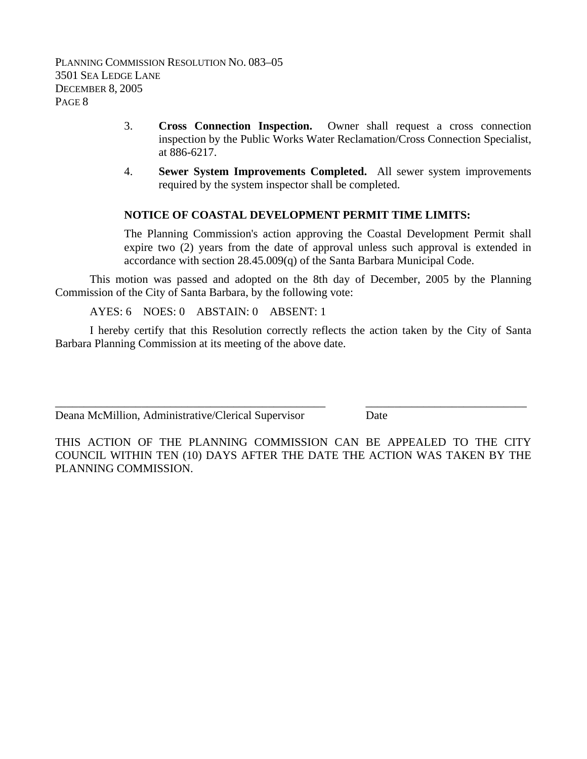3. **Cross Connection Inspection.** Owner shall request a cross connection inspection by the Public Works Water Reclamation/Cross Connection Specialist, at 886-6217.

4. **Sewer System Improvements Completed.** All sewer system improvements required by the system inspector shall be completed.

**NOTICE OF COASTAL DEVELOPMENT PERMIT TIME LIMITS:**

The Planning Commission's action approving the Coastal Development Permit shall expire two (2) years from the date of approval unless such approval is extended in accordance with section 28.45.009(q) of the Santa Barbara Municipal Code.

This motion was passed and adopted on the 8th day of December, 2005 by the Planning Commission of the City of Santa Barbara, by the following vote:

AYES: 6 NOES: 0 ABSTAIN: 0 ABSENT: 1

I hereby certify that this Resolution correctly reflects the action taken by the City of Santa Barbara Planning Commission at its meeting of the above date.

_______________________________________________ ____________________________

Deana McMillion, Administrative/Clerical Supervisor Date

THIS ACTION OF THE PLANNING COMMISSION CAN BE APPEALED TO THE CITY COUNCIL WITHIN TEN (10) DAYS AFTER THE DATE THE ACTION WAS TAKEN BY THE PLANNING COMMISSION.